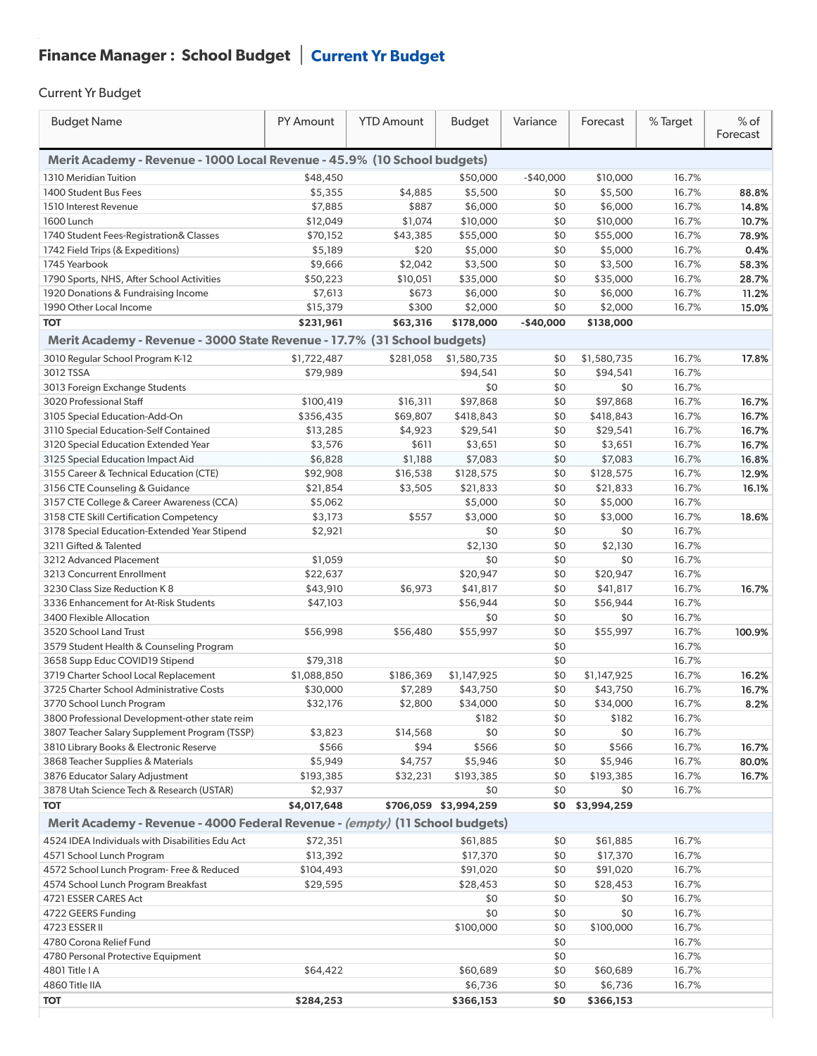## Finance Manager : School Budget | Current Yr Budget

Current Yr Budget

| Budget Name | PY Amount | YTD Amount | Budget | Variance | Forecast | % Target | % of Forecast |
|---|---|---|---|---|---|---|---|
| **Merit Academy - Revenue - 1000 Local Revenue - 45.9% (10 School budgets)** | | | | | | | |
| 1310 Meridian Tuition | $48,450 | | $50,000 | -$40,000 | $10,000 | 16.7% | |
| 1400 Student Bus Fees | $5,355 | $4,885 | $5,500 | $0 | $5,500 | 16.7% | **88.8%** |
| 1510 Interest Revenue | $7,885 | $887 | $6,000 | $0 | $6,000 | 16.7% | **14.8%** |
| 1600 Lunch | $12,049 | $1,074 | $10,000 | $0 | $10,000 | 16.7% | **10.7%** |
| 1740 Student Fees-Registration& Classes | $70,152 | $43,385 | $55,000 | $0 | $55,000 | 16.7% | **78.9%** |
| 1742 Field Trips (& Expeditions) | $5,189 | $20 | $5,000 | $0 | $5,000 | 16.7% | **0.4%** |
| 1745 Yearbook | $9,666 | $2,042 | $3,500 | $0 | $3,500 | 16.7% | **58.3%** |
| 1790 Sports, NHS, After School Activities | $50,223 | $10,051 | $35,000 | $0 | $35,000 | 16.7% | **28.7%** |
| 1920 Donations & Fundraising Income | $7,613 | $673 | $6,000 | $0 | $6,000 | 16.7% | **11.2%** |
| 1990 Other Local Income | $15,379 | $300 | $2,000 | $0 | $2,000 | 16.7% | **15.0%** |
| **TOT** | **$231,961** | **$63,316** | **$178,000** | **-$40,000** | **$138,000** | | |
| **Merit Academy - Revenue - 3000 State Revenue - 17.7% (31 School budgets)** | | | | | | | |
| 3010 Regular School Program K-12 | $1,722,487 | $281,058 | $1,580,735 | $0 | $1,580,735 | 16.7% | **17.8%** |
| 3012 TSSA | $79,989 | | $94,541 | $0 | $94,541 | 16.7% | |
| 3013 Foreign Exchange Students | | | $0 | $0 | $0 | 16.7% | |
| 3020 Professional Staff | $100,419 | $16,311 | $97,868 | $0 | $97,868 | 16.7% | **16.7%** |
| 3105 Special Education-Add-On | $356,435 | $69,807 | $418,843 | $0 | $418,843 | 16.7% | **16.7%** |
| 3110 Special Education-Self Contained | $13,285 | $4,923 | $29,541 | $0 | $29,541 | 16.7% | **16.7%** |
| 3120 Special Education Extended Year | $3,576 | $611 | $3,651 | $0 | $3,651 | 16.7% | **16.7%** |
| 3125 Special Education Impact Aid | $6,828 | $1,188 | $7,083 | $0 | $7,083 | 16.7% | **16.8%** |
| 3155 Career & Technical Education (CTE) | $92,908 | $16,538 | $128,575 | $0 | $128,575 | 16.7% | **12.9%** |
| 3156 CTE Counseling & Guidance | $21,854 | $3,505 | $21,833 | $0 | $21,833 | 16.7% | **16.1%** |
| 3157 CTE College & Career Awareness (CCA) | $5,062 | | $5,000 | $0 | $5,000 | 16.7% | |
| 3158 CTE Skill Certification Competency | $3,173 | $557 | $3,000 | $0 | $3,000 | 16.7% | **18.6%** |
| 3178 Special Education-Extended Year Stipend | $2,921 | | $0 | $0 | $0 | 16.7% | |
| 3211 Gifted & Talented | | | $2,130 | $0 | $2,130 | 16.7% | |
| 3212 Advanced Placement | $1,059 | | $0 | $0 | $0 | 16.7% | |
| 3213 Concurrent Enrollment | $22,637 | | $20,947 | $0 | $20,947 | 16.7% | |
| 3230 Class Size Reduction K 8 | $43,910 | $6,973 | $41,817 | $0 | $41,817 | 16.7% | **16.7%** |
| 3336 Enhancement for At-Risk Students | $47,103 | | $56,944 | $0 | $56,944 | 16.7% | |
| 3400 Flexible Allocation | | | $0 | $0 | $0 | 16.7% | |
| 3520 School Land Trust | $56,998 | $56,480 | $55,997 | $0 | $55,997 | 16.7% | **100.9%** |
| 3579 Student Health & Counseling Program | | | | $0 | | 16.7% | |
| 3658 Supp Educ COVID19 Stipend | $79,318 | | | $0 | | 16.7% | |
| 3719 Charter School Local Replacement | $1,088,850 | $186,369 | $1,147,925 | $0 | $1,147,925 | 16.7% | **16.2%** |
| 3725 Charter School Administrative Costs | $30,000 | $7,289 | $43,750 | $0 | $43,750 | 16.7% | **16.7%** |
| 3770 School Lunch Program | $32,176 | $2,800 | $34,000 | $0 | $34,000 | 16.7% | **8.2%** |
| 3800 Professional Development-other state reim | | | $182 | $0 | $182 | 16.7% | |
| 3807 Teacher Salary Supplement Program (TSSP) | $3,823 | $14,568 | $0 | $0 | $0 | 16.7% | |
| 3810 Library Books & Electronic Reserve | $566 | $94 | $566 | $0 | $566 | 16.7% | **16.7%** |
| 3868 Teacher Supplies & Materials | $5,949 | $4,757 | $5,946 | $0 | $5,946 | 16.7% | **80.0%** |
| 3876 Educator Salary Adjustment | $193,385 | $32,231 | $193,385 | $0 | $193,385 | 16.7% | **16.7%** |
| 3878 Utah Science Tech & Research (USTAR) | $2,937 | | $0 | $0 | $0 | 16.7% | |
| **TOT** | **$4,017,648** | **$706,059** | **$3,994,259** | **$0** | **$3,994,259** | | |
| **Merit Academy - Revenue - 4000 Federal Revenue - *(empty)* (11 School budgets)** | | | | | | | |
| 4524 IDEA Individuals with Disabilities Edu Act | $72,351 | | $61,885 | $0 | $61,885 | 16.7% | |
| 4571 School Lunch Program | $13,392 | | $17,370 | $0 | $17,370 | 16.7% | |
| 4572 School Lunch Program- Free & Reduced | $104,493 | | $91,020 | $0 | $91,020 | 16.7% | |
| 4574 School Lunch Program Breakfast | $29,595 | | $28,453 | $0 | $28,453 | 16.7% | |
| 4721 ESSER CARES Act | | | $0 | $0 | $0 | 16.7% | |
| 4722 GEERS Funding | | | $0 | $0 | $0 | 16.7% | |
| 4723 ESSER II | | | $100,000 | $0 | $100,000 | 16.7% | |
| 4780 Corona Relief Fund | | | | $0 | | 16.7% | |
| 4780 Personal Protective Equipment | | | | $0 | | 16.7% | |
| 4801 Title I A | $64,422 | | $60,689 | $0 | $60,689 | 16.7% | |
| 4860 Title IIA | | | $6,736 | $0 | $6,736 | 16.7% | |
| **TOT** | **$284,253** | | **$366,153** | **$0** | **$366,153** | | |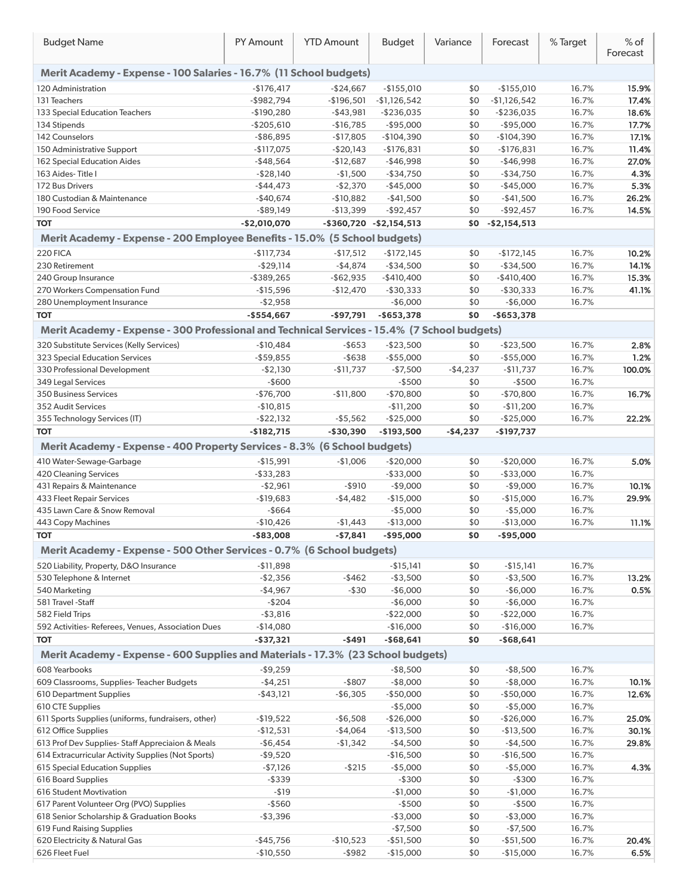| Budget Name | PY Amount | YTD Amount | Budget | Variance | Forecast | % Target | % of Forecast |
|---|---|---|---|---|---|---|---|
| **Merit Academy - Expense - 100 Salaries - 16.7% (11 School budgets)** | | | | | | | |
| 120 Administration | -$176,417 | -$24,667 | -$155,010 | $0 | -$155,010 | 16.7% | **15.9%** |
| 131 Teachers | -$982,794 | -$196,501 | -$1,126,542 | $0 | -$1,126,542 | 16.7% | **17.4%** |
| 133 Special Education Teachers | -$190,280 | -$43,981 | -$236,035 | $0 | -$236,035 | 16.7% | **18.6%** |
| 134 Stipends | -$205,610 | -$16,785 | -$95,000 | $0 | -$95,000 | 16.7% | **17.7%** |
| 142 Counselors | -$86,895 | -$17,805 | -$104,390 | $0 | -$104,390 | 16.7% | **17.1%** |
| 150 Administrative Support | -$117,075 | -$20,143 | -$176,831 | $0 | -$176,831 | 16.7% | **11.4%** |
| 162 Special Education Aides | -$48,564 | -$12,687 | -$46,998 | $0 | -$46,998 | 16.7% | **27.0%** |
| 163 Aides- Title I | -$28,140 | -$1,500 | -$34,750 | $0 | -$34,750 | 16.7% | **4.3%** |
| 172 Bus Drivers | -$44,473 | -$2,370 | -$45,000 | $0 | -$45,000 | 16.7% | **5.3%** |
| 180 Custodian & Maintenance | -$40,674 | -$10,882 | -$41,500 | $0 | -$41,500 | 16.7% | **26.2%** |
| 190 Food Service | -$89,149 | -$13,399 | -$92,457 | $0 | -$92,457 | 16.7% | **14.5%** |
| **TOT** | **-$2,010,070** | **-$360,720** | **-$2,154,513** | **$0** | **-$2,154,513** | | |
| **Merit Academy - Expense - 200 Employee Benefits - 15.0% (5 School budgets)** | | | | | | | |
| 220 FICA | -$117,734 | -$17,512 | -$172,145 | $0 | -$172,145 | 16.7% | **10.2%** |
| 230 Retirement | -$29,114 | -$4,874 | -$34,500 | $0 | -$34,500 | 16.7% | **14.1%** |
| 240 Group Insurance | -$389,265 | -$62,935 | -$410,400 | $0 | -$410,400 | 16.7% | **15.3%** |
| 270 Workers Compensation Fund | -$15,596 | -$12,470 | -$30,333 | $0 | -$30,333 | 16.7% | **41.1%** |
| 280 Unemployment Insurance | -$2,958 | | -$6,000 | $0 | -$6,000 | 16.7% | |
| **TOT** | **-$554,667** | **-$97,791** | **-$653,378** | **$0** | **-$653,378** | | |
| **Merit Academy - Expense - 300 Professional and Technical Services - 15.4% (7 School budgets)** | | | | | | | |
| 320 Substitute Services (Kelly Services) | -$10,484 | -$653 | -$23,500 | $0 | -$23,500 | 16.7% | **2.8%** |
| 323 Special Education Services | -$59,855 | -$638 | -$55,000 | $0 | -$55,000 | 16.7% | **1.2%** |
| 330 Professional Development | -$2,130 | -$11,737 | -$7,500 | -$4,237 | -$11,737 | 16.7% | **100.0%** |
| 349 Legal Services | -$600 | | -$500 | $0 | -$500 | 16.7% | |
| 350 Business Services | -$76,700 | -$11,800 | -$70,800 | $0 | -$70,800 | 16.7% | **16.7%** |
| 352 Audit Services | -$10,815 | | -$11,200 | $0 | -$11,200 | 16.7% | |
| 355 Technology Services (IT) | -$22,132 | -$5,562 | -$25,000 | $0 | -$25,000 | 16.7% | **22.2%** |
| **TOT** | **-$182,715** | **-$30,390** | **-$193,500** | **-$4,237** | **-$197,737** | | |
| **Merit Academy - Expense - 400 Property Services - 8.3% (6 School budgets)** | | | | | | | |
| 410 Water-Sewage-Garbage | -$15,991 | -$1,006 | -$20,000 | $0 | -$20,000 | 16.7% | **5.0%** |
| 420 Cleaning Services | -$33,283 | | -$33,000 | $0 | -$33,000 | 16.7% | |
| 431 Repairs & Maintenance | -$2,961 | -$910 | -$9,000 | $0 | -$9,000 | 16.7% | **10.1%** |
| 433 Fleet Repair Services | -$19,683 | -$4,482 | -$15,000 | $0 | -$15,000 | 16.7% | **29.9%** |
| 435 Lawn Care & Snow Removal | -$664 | | -$5,000 | $0 | -$5,000 | 16.7% | |
| 443 Copy Machines | -$10,426 | -$1,443 | -$13,000 | $0 | -$13,000 | 16.7% | **11.1%** |
| **TOT** | **-$83,008** | **-$7,841** | **-$95,000** | **$0** | **-$95,000** | | |
| **Merit Academy - Expense - 500 Other Services - 0.7% (6 School budgets)** | | | | | | | |
| 520 Liability, Property, D&O Insurance | -$11,898 | | -$15,141 | $0 | -$15,141 | 16.7% | |
| 530 Telephone & Internet | -$2,356 | -$462 | -$3,500 | $0 | -$3,500 | 16.7% | **13.2%** |
| 540 Marketing | -$4,967 | -$30 | -$6,000 | $0 | -$6,000 | 16.7% | **0.5%** |
| 581 Travel -Staff | -$204 | | -$6,000 | $0 | -$6,000 | 16.7% | |
| 582 Field Trips | -$3,816 | | -$22,000 | $0 | -$22,000 | 16.7% | |
| 592 Activities- Referees, Venues, Association Dues | -$14,080 | | -$16,000 | $0 | -$16,000 | 16.7% | |
| **TOT** | **-$37,321** | **-$491** | **-$68,641** | **$0** | **-$68,641** | | |
| **Merit Academy - Expense - 600 Supplies and Materials - 17.3% (23 School budgets)** | | | | | | | |
| 608 Yearbooks | -$9,259 | | -$8,500 | $0 | -$8,500 | 16.7% | |
| 609 Classrooms, Supplies- Teacher Budgets | -$4,251 | -$807 | -$8,000 | $0 | -$8,000 | 16.7% | **10.1%** |
| 610 Department Supplies | -$43,121 | -$6,305 | -$50,000 | $0 | -$50,000 | 16.7% | **12.6%** |
| 610 CTE Supplies | | | -$5,000 | $0 | -$5,000 | 16.7% | |
| 611 Sports Supplies (uniforms, fundraisers, other) | -$19,522 | -$6,508 | -$26,000 | $0 | -$26,000 | 16.7% | **25.0%** |
| 612 Office Supplies | -$12,531 | -$4,064 | -$13,500 | $0 | -$13,500 | 16.7% | **30.1%** |
| 613 Prof Dev Supplies- Staff Appreciaion & Meals | -$6,454 | -$1,342 | -$4,500 | $0 | -$4,500 | 16.7% | **29.8%** |
| 614 Extracurricular Activity Supplies (Not Sports) | -$9,520 | | -$16,500 | $0 | -$16,500 | 16.7% | |
| 615 Special Education Supplies | -$7,126 | -$215 | -$5,000 | $0 | -$5,000 | 16.7% | **4.3%** |
| 616 Board Supplies | -$339 | | -$300 | $0 | -$300 | 16.7% | |
| 616 Student Movtivation | -$19 | | -$1,000 | $0 | -$1,000 | 16.7% | |
| 617 Parent Volunteer Org (PVO) Supplies | -$560 | | -$500 | $0 | -$500 | 16.7% | |
| 618 Senior Scholarship & Graduation Books | -$3,396 | | -$3,000 | $0 | -$3,000 | 16.7% | |
| 619 Fund Raising Supplies | | | -$7,500 | $0 | -$7,500 | 16.7% | |
| 620 Electricity & Natural Gas | -$45,756 | -$10,523 | -$51,500 | $0 | -$51,500 | 16.7% | **20.4%** |
| 626 Fleet Fuel | -$10,550 | -$982 | -$15,000 | $0 | -$15,000 | 16.7% | **6.5%** |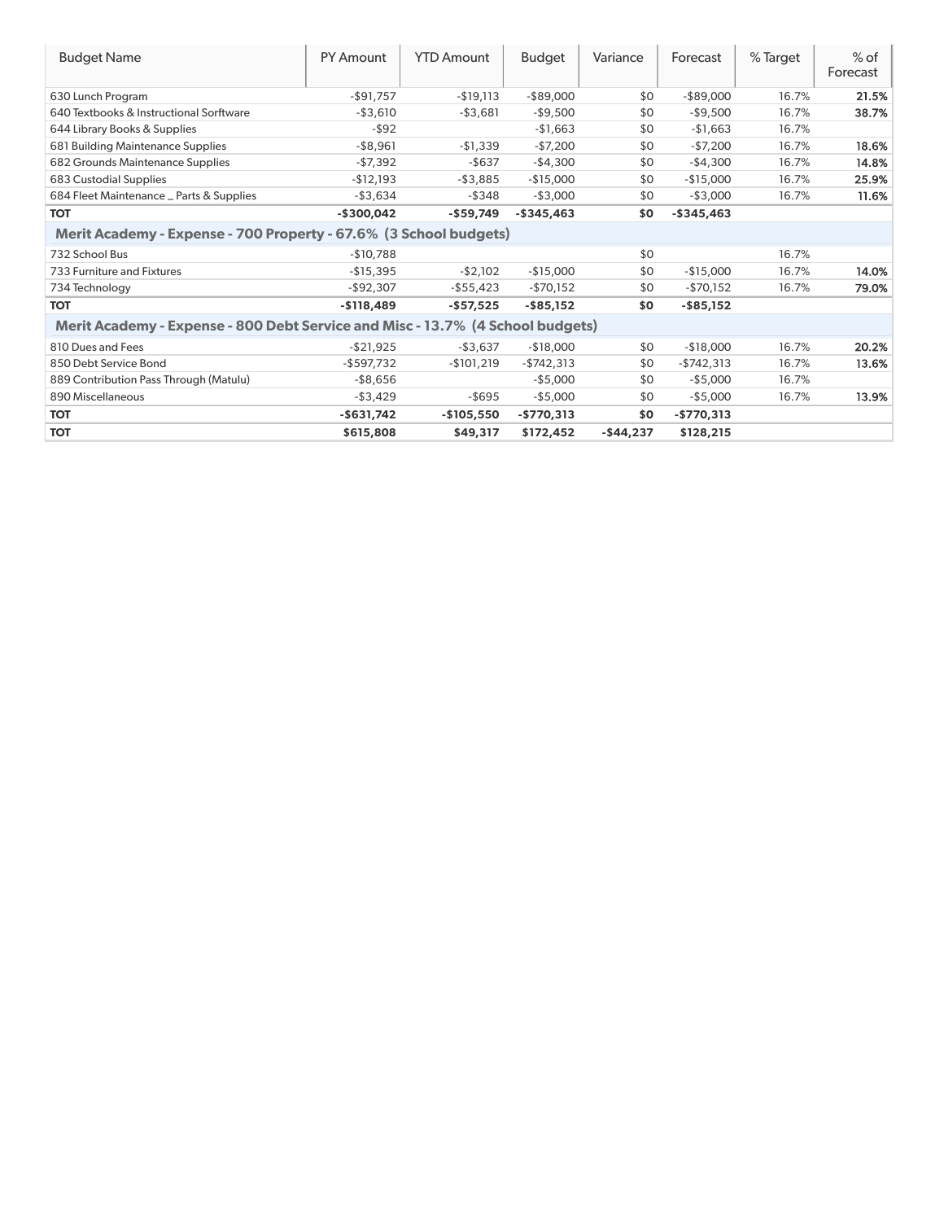| Budget Name | PY Amount | YTD Amount | Budget | Variance | Forecast | % Target | % of Forecast |
|---|---|---|---|---|---|---|---|
| 630 Lunch Program | -$91,757 | -$19,113 | -$89,000 | $0 | -$89,000 | 16.7% | **21.5%** |
| 640 Textbooks & Instructional Sorftware | -$3,610 | -$3,681 | -$9,500 | $0 | -$9,500 | 16.7% | **38.7%** |
| 644 Library Books & Supplies | -$92 | | -$1,663 | $0 | -$1,663 | 16.7% | |
| 681 Building Maintenance Supplies | -$8,961 | -$1,339 | -$7,200 | $0 | -$7,200 | 16.7% | **18.6%** |
| 682 Grounds Maintenance Supplies | -$7,392 | -$637 | -$4,300 | $0 | -$4,300 | 16.7% | **14.8%** |
| 683 Custodial Supplies | -$12,193 | -$3,885 | -$15,000 | $0 | -$15,000 | 16.7% | **25.9%** |
| 684 Fleet Maintenance _ Parts & Supplies | -$3,634 | -$348 | -$3,000 | $0 | -$3,000 | 16.7% | **11.6%** |
| **TOT** | **-$300,042** | **-$59,749** | **-$345,463** | **$0** | **-$345,463** | | |
| **Merit Academy - Expense - 700 Property - 67.6% (3 School budgets)** | | | | | | | |
| 732 School Bus | -$10,788 | | | $0 | | 16.7% | |
| 733 Furniture and Fixtures | -$15,395 | -$2,102 | -$15,000 | $0 | -$15,000 | 16.7% | **14.0%** |
| 734 Technology | -$92,307 | -$55,423 | -$70,152 | $0 | -$70,152 | 16.7% | **79.0%** |
| **TOT** | **-$118,489** | **-$57,525** | **-$85,152** | **$0** | **-$85,152** | | |
| **Merit Academy - Expense - 800 Debt Service and Misc - 13.7% (4 School budgets)** | | | | | | | |
| 810 Dues and Fees | -$21,925 | -$3,637 | -$18,000 | $0 | -$18,000 | 16.7% | **20.2%** |
| 850 Debt Service Bond | -$597,732 | -$101,219 | -$742,313 | $0 | -$742,313 | 16.7% | **13.6%** |
| 889 Contribution Pass Through (Matulu) | -$8,656 | | -$5,000 | $0 | -$5,000 | 16.7% | |
| 890 Miscellaneous | -$3,429 | -$695 | -$5,000 | $0 | -$5,000 | 16.7% | **13.9%** |
| **TOT** | **-$631,742** | **-$105,550** | **-$770,313** | **$0** | **-$770,313** | | |
| **TOT** | **$615,808** | **$49,317** | **$172,452** | **-$44,237** | **$128,215** | | |